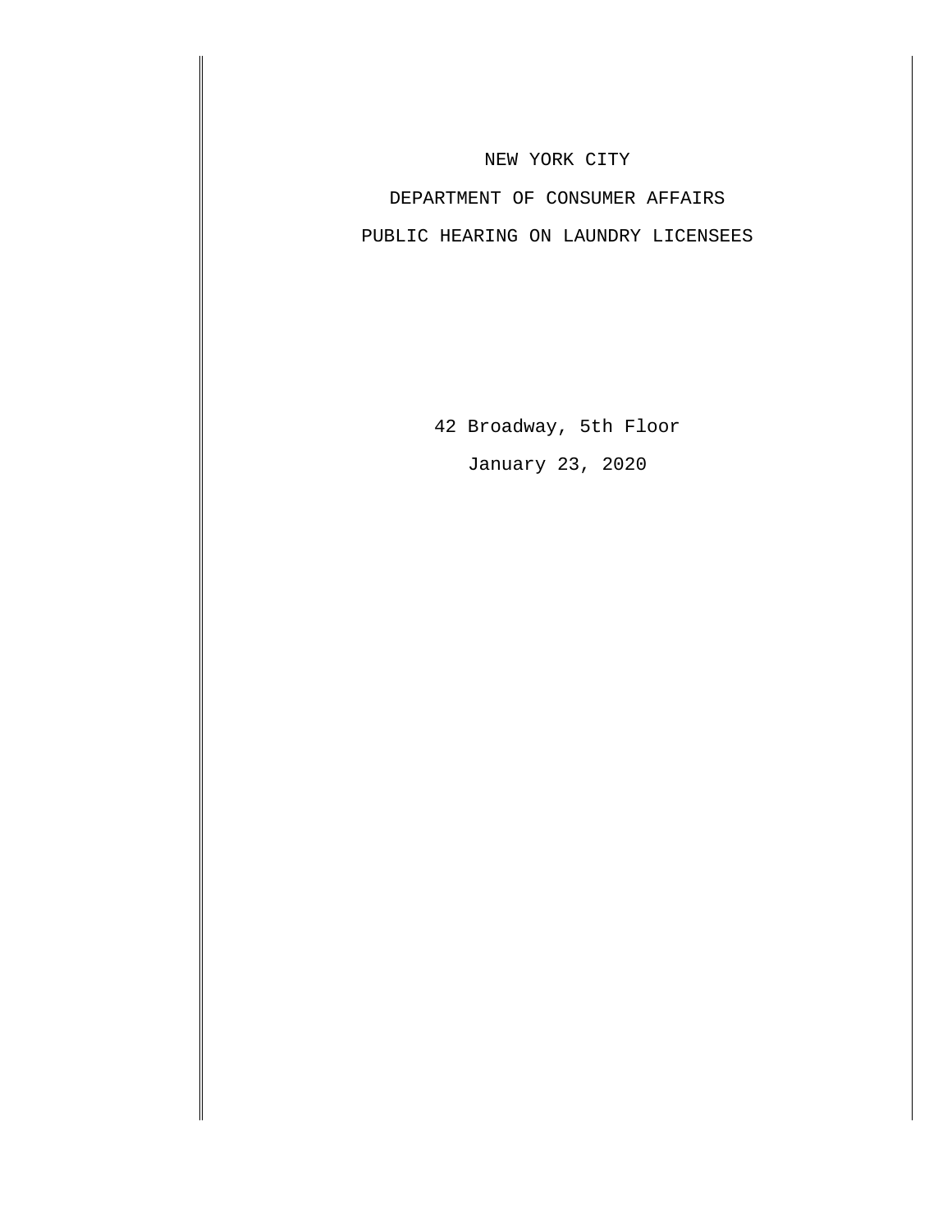NEW YORK CITY

DEPARTMENT OF CONSUMER AFFAIRS

PUBLIC HEARING ON LAUNDRY LICENSEES

42 Broadway, 5th Floor

January 23, 2020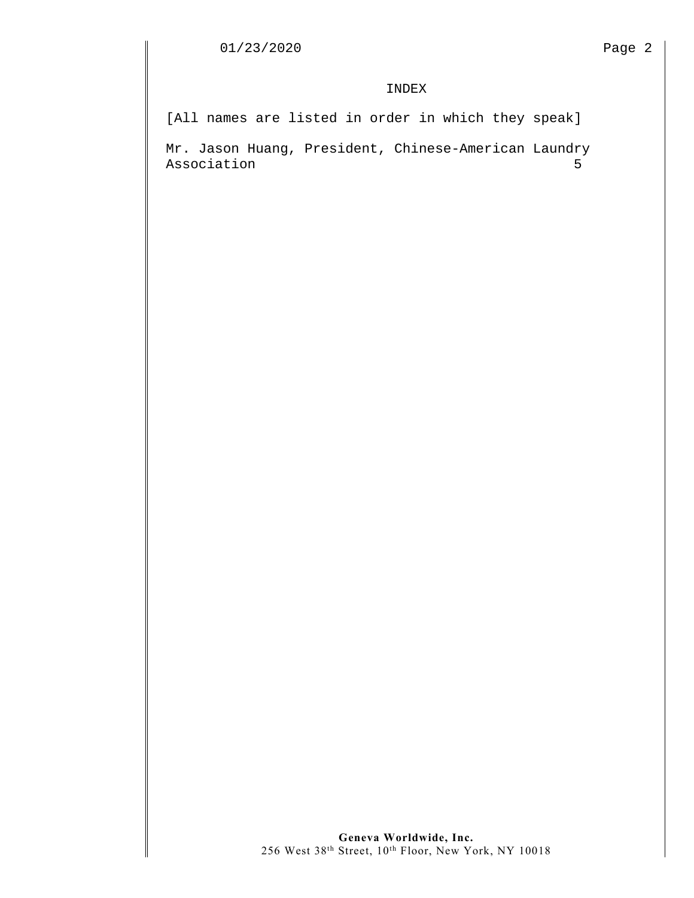# INDEX

[All names are listed in order in which they speak]

Mr. Jason Huang, President, Chinese-American Laundry Association 5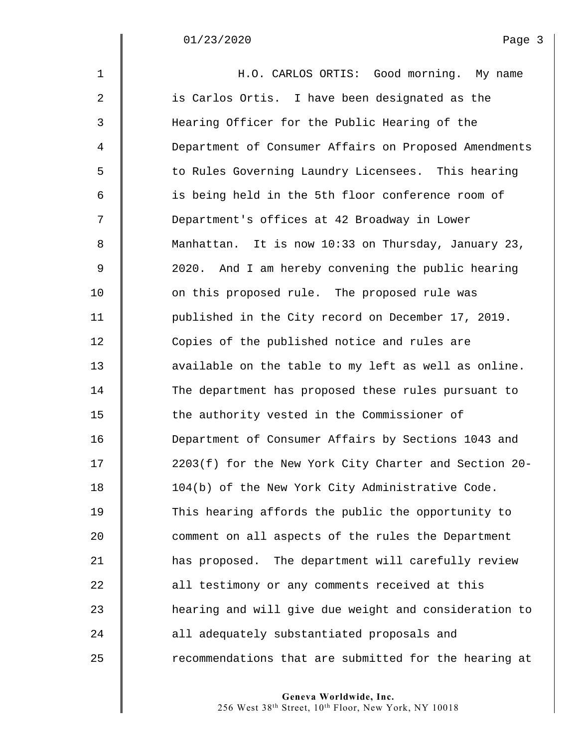H.O. CARLOS ORTIS: Good morning. My name is Carlos Ortis. I have been designated as the Hearing Officer for the Public Hearing of the Department of Consumer Affairs on Proposed Amendments to Rules Governing Laundry Licensees. This hearing is being held in the 5th floor conference room of Department's offices at 42 Broadway in Lower Manhattan. It is now 10:33 on Thursday, January 23, 2020. And I am hereby convening the public hearing on this proposed rule. The proposed rule was published in the City record on December 17, 2019. Copies of the published notice and rules are available on the table to my left as well as online. The department has proposed these rules pursuant to the authority vested in the Commissioner of Department of Consumer Affairs by Sections 1043 and 2203(f) for the New York City Charter and Section 20-104(b) of the New York City Administrative Code. This hearing affords the public the opportunity to comment on all aspects of the rules the Department has proposed. The department will carefully review all testimony or any comments received at this hearing and will give due weight and consideration to all adequately substantiated proposals and recommendations that are submitted for the hearing at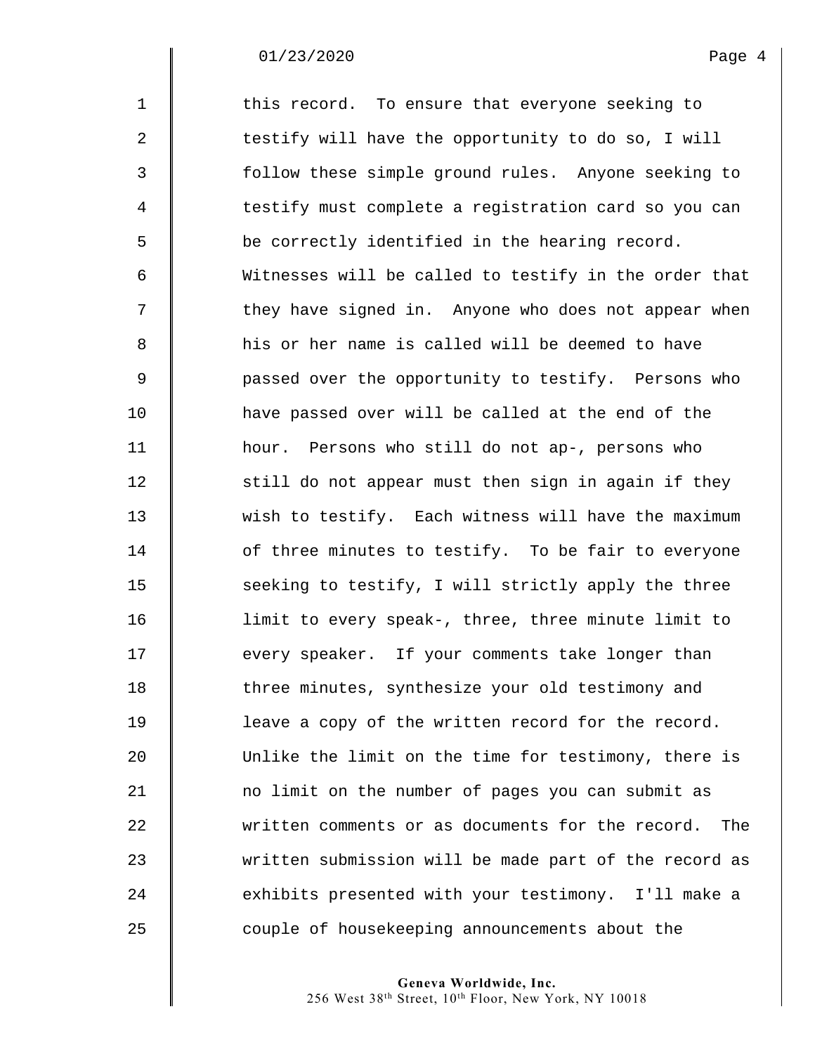this record. To ensure that everyone seeking to testify will have the opportunity to do so, I will follow these simple ground rules. Anyone seeking to testify must complete a registration card so you can be correctly identified in the hearing record. Witnesses will be called to testify in the order that they have signed in. Anyone who does not appear when his or her name is called will be deemed to have passed over the opportunity to testify. Persons who have passed over will be called at the end of the hour. Persons who still do not ap-, persons who still do not appear must then sign in again if they wish to testify. Each witness will have the maximum of three minutes to testify. To be fair to everyone seeking to testify, I will strictly apply the three limit to every speak-, three, three minute limit to every speaker. If your comments take longer than three minutes, synthesize your old testimony and leave a copy of the written record for the record. Unlike the limit on the time for testimony, there is no limit on the number of pages you can submit as written comments or as documents for the record. The written submission will be made part of the record as exhibits presented with your testimony. I'll make a couple of housekeeping announcements about the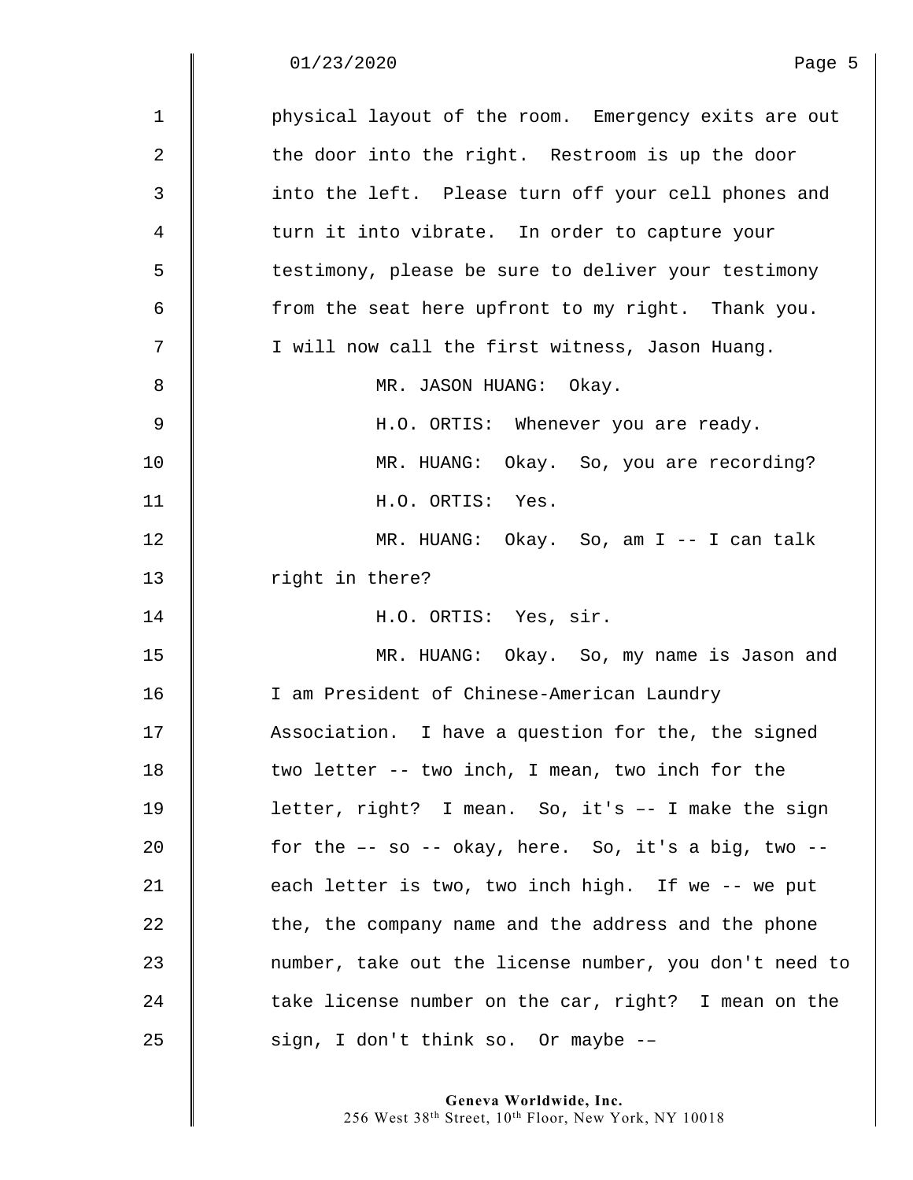physical layout of the room. Emergency exits are out the door into the right. Restroom is up the door into the left. Please turn off your cell phones and turn it into vibrate. In order to capture your testimony, please be sure to deliver your testimony from the seat here upfront to my right. Thank you. I will now call the first witness, Jason Huang.

MR. JASON HUANG: Okay.

H.O. ORTIS: Whenever you are ready.

MR. HUANG: Okay. So, you are recording?

H.O. ORTIS: Yes.

MR. HUANG: Okay. So, am I -- I can talk right in there?

H.O. ORTIS: Yes, sir.

MR. HUANG: Okay. So, my name is Jason and I am President of Chinese-American Laundry Association. I have a question for the, the signed two letter -- two inch, I mean, two inch for the letter, right? I mean. So, it's –- I make the sign for the –- so -- okay, here. So, it's a big, two -- each letter is two, two inch high. If we -- we put the, the company name and the address and the phone number, take out the license number, you don't need to take license number on the car, right? I mean on the sign, I don't think so. Or maybe -–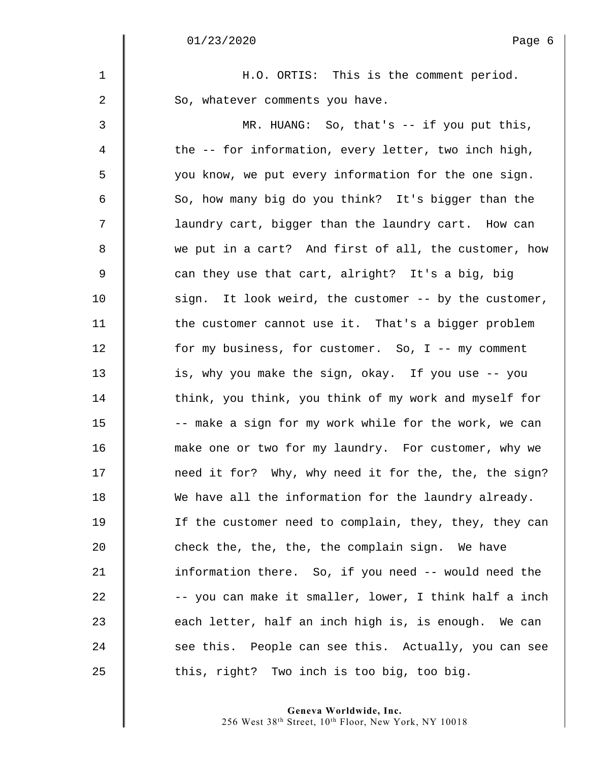H.O. ORTIS: This is the comment period. So, whatever comments you have.

MR. HUANG: So, that's -- if you put this, the -- for information, every letter, two inch high, you know, we put every information for the one sign. So, how many big do you think? It's bigger than the laundry cart, bigger than the laundry cart. How can we put in a cart? And first of all, the customer, how can they use that cart, alright? It's a big, big sign. It look weird, the customer -- by the customer, the customer cannot use it. That's a bigger problem for my business, for customer. So, I -- my comment is, why you make the sign, okay. If you use -- you think, you think, you think of my work and myself for -- make a sign for my work while for the work, we can make one or two for my laundry. For customer, why we need it for? Why, why need it for the, the, the sign? We have all the information for the laundry already. If the customer need to complain, they, they, they can check the, the, the, the complain sign. We have information there. So, if you need -- would need the -- you can make it smaller, lower, I think half a inch each letter, half an inch high is, is enough. We can see this. People can see this. Actually, you can see this, right? Two inch is too big, too big.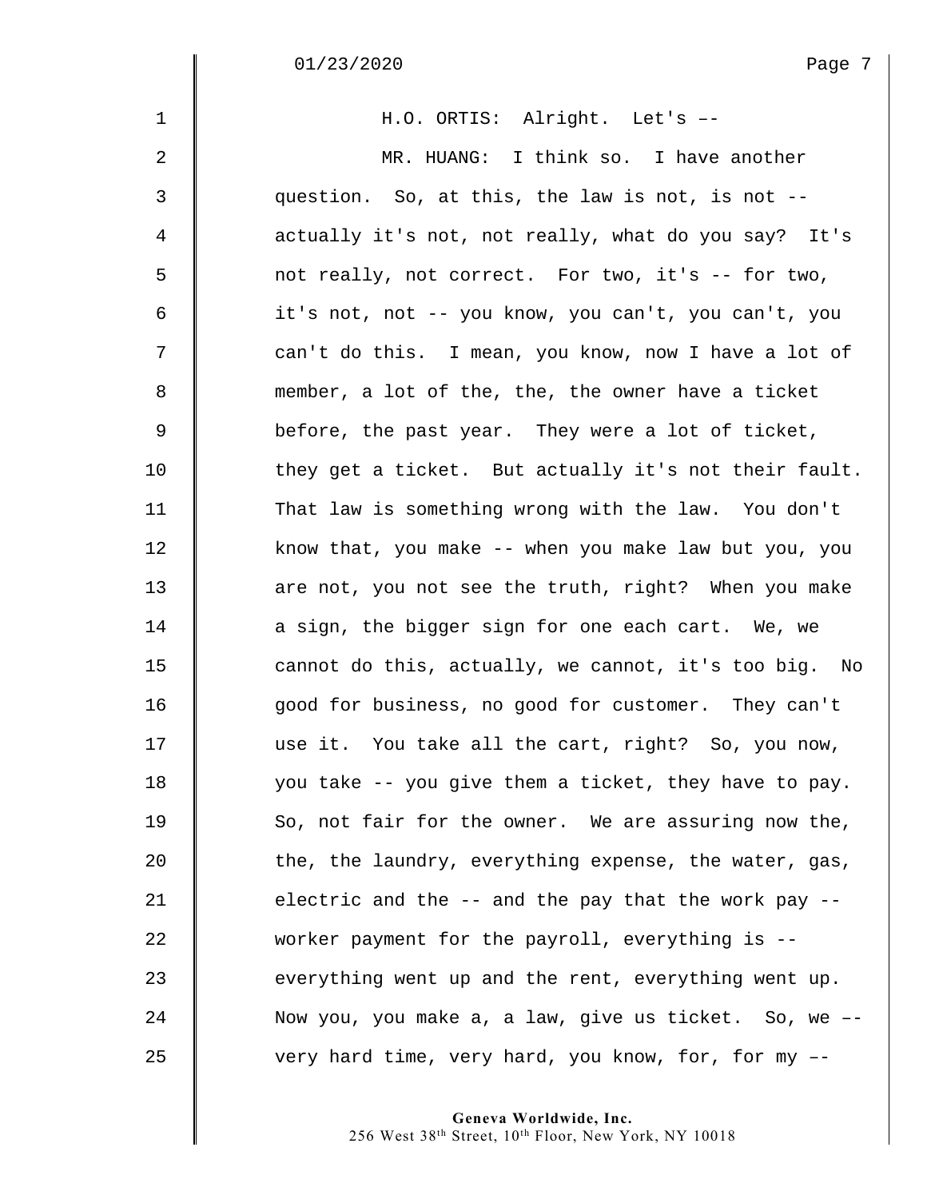H.O. ORTIS: Alright. Let's ––

MR. HUANG: I think so. I have another question. So, at this, the law is not, is not -- actually it's not, not really, what do you say? It's not really, not correct. For two, it's -- for two, it's not, not -- you know, you can't, you can't, you can't do this. I mean, you know, now I have a lot of member, a lot of the, the, the owner have a ticket before, the past year. They were a lot of ticket, they get a ticket. But actually it's not their fault. That law is something wrong with the law. You don't know that, you make -- when you make law but you, you are not, you not see the truth, right? When you make a sign, the bigger sign for one each cart. We, we cannot do this, actually, we cannot, it's too big. No good for business, no good for customer. They can't use it. You take all the cart, right? So, you now, you take -- you give them a ticket, they have to pay. So, not fair for the owner. We are assuring now the, the, the laundry, everything expense, the water, gas, electric and the -- and the pay that the work pay -- worker payment for the payroll, everything is -- everything went up and the rent, everything went up. Now you, you make a, a law, give us ticket. So, we –- very hard time, very hard, you know, for, for my ––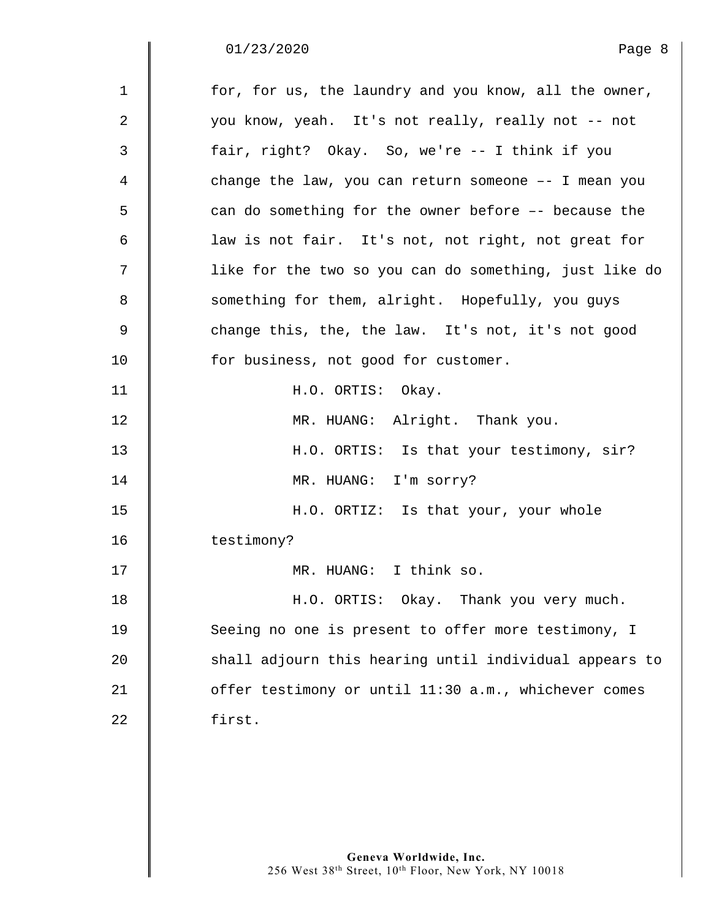for, for us, the laundry and you know, all the owner, you know, yeah. It's not really, really not -- not fair, right? Okay. So, we're -- I think if you change the law, you can return someone –- I mean you can do something for the owner before –- because the law is not fair. It's not, not right, not great for like for the two so you can do something, just like do something for them, alright. Hopefully, you guys change this, the, the law. It's not, it's not good for business, not good for customer.

H.O. ORTIS: Okay.

MR. HUANG: Alright. Thank you.

H.O. ORTIS: Is that your testimony, sir?

MR. HUANG: I'm sorry?

H.O. ORTIZ: Is that your, your whole testimony?

MR. HUANG: I think so.

H.O. ORTIS: Okay. Thank you very much. Seeing no one is present to offer more testimony, I shall adjourn this hearing until individual appears to offer testimony or until 11:30 a.m., whichever comes first.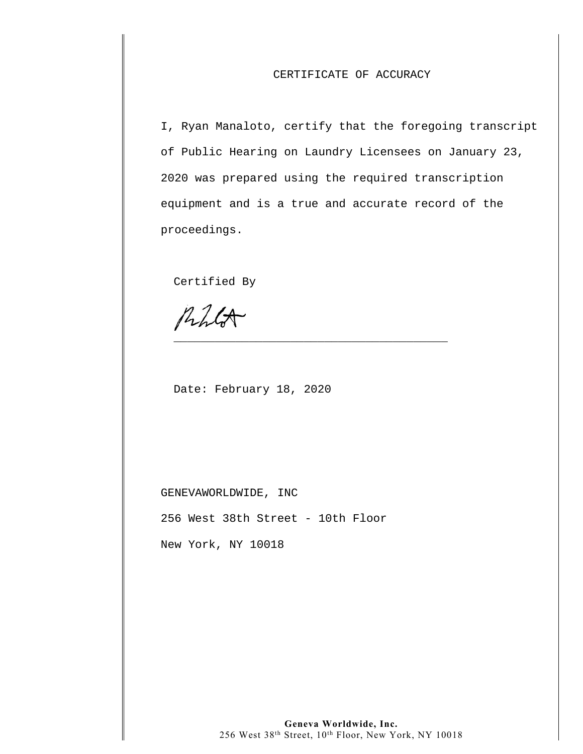# CERTIFICATE OF ACCURACY

I, Ryan Manaloto, certify that the foregoing transcript of Public Hearing on Laundry Licensees on January 23, 2020 was prepared using the required transcription equipment and is a true and accurate record of the proceedings.

Certified By

\_\_\_\_\_\_\_\_\_\_\_\_\_\_\_\_\_\_\_\_\_\_\_\_\_\_\_\_\_\_\_\_\_\_\_\_\_\_\_\_

Date: February 18, 2020

GENEVAWORLDWIDE, INC

256 West 38th Street - 10th Floor

New York, NY 10018